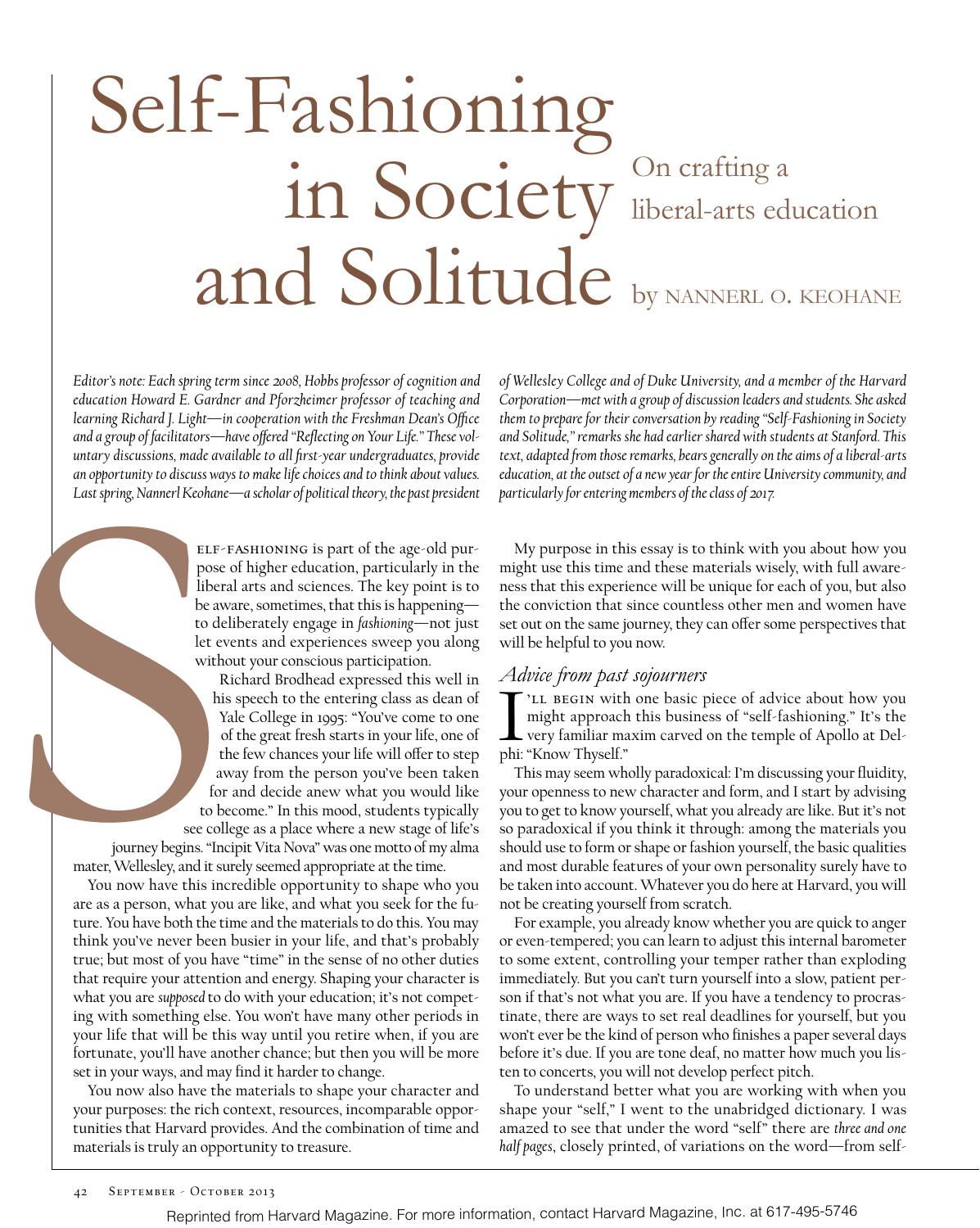# Self-Fashioning in Society and Solitude

## On crafting a liberal-arts education

by NANNERL O. KEOHANE

*Editor's note: Each spring term since 2008, Hobbs professor of cognition and education Howard E. Gardner and Pforzheimer professor of teaching and learning Richard J. Light—in cooperation with the Freshman Dean's Office and a group of facilitators—have offered "Reflecting on Your Life." These voluntary discussions, made available to all first-year undergraduates, provide an opportunity to discuss ways to make life choices and to think about values. Last spring, Nannerl Keohane—a scholar of political theory, the past president of Wellesley College and of Duke University, and a member of the Harvard Corporation—met with a group of discussion leaders and students. She asked them to prepare for their conversation by reading "Self-Fashioning in Society and Solitude," remarks she had earlier shared with students at Stanford. This text, adapted from those remarks, bears generally on the aims of a liberal-arts education, at the outset of a new year for the entire University community, and particularly for entering members of the class of 2017.*

Self-fashioning is part of the age-old purpose of higher education, particularly in the liberal arts and sciences. The key point is to be aware, sometimes, that this is happening—to deliberately engage in *fashioning*—not just let events and experiences sweep you along without your conscious participation.

Richard Brodhead expressed this well in his speech to the entering class as dean of Yale College in 1995: "You've come to one of the great fresh starts in your life, one of the few chances your life will offer to step away from the person you've been taken for and decide anew what you would like to become." In this mood, students typically see college as a place where a new stage of life's journey begins. "Incipit Vita Nova" was one motto of my alma mater, Wellesley, and it surely seemed appropriate at the time.

You now have this incredible opportunity to shape who you are as a person, what you are like, and what you seek for the future. You have both the time and the materials to do this. You may think you've never been busier in your life, and that's probably true; but most of you have "time" in the sense of no other duties that require your attention and energy. Shaping your character is what you are *supposed* to do with your education; it's not competing with something else. You won't have many other periods in your life that will be this way until you retire when, if you are fortunate, you'll have another chance; but then you will be more set in your ways, and may find it harder to change.

You now also have the materials to shape your character and your purposes: the rich context, resources, incomparable opportunities that Harvard provides. And the combination of time and materials is truly an opportunity to treasure.

My purpose in this essay is to think with you about how you might use this time and these materials wisely, with full awareness that this experience will be unique for each of you, but also the conviction that since countless other men and women have set out on the same journey, they can offer some perspectives that will be helpful to you now.

### *Advice from past sojourners*

I'll begin with one basic piece of advice about how you might approach this business of "self-fashioning." It's the very familiar maxim carved on the temple of Apollo at Delphi: "Know Thyself."

This may seem wholly paradoxical: I'm discussing your fluidity, your openness to new character and form, and I start by advising you to get to know yourself, what you already are like. But it's not so paradoxical if you think it through: among the materials you should use to form or shape or fashion yourself, the basic qualities and most durable features of your own personality surely have to be taken into account. Whatever you do here at Harvard, you will not be creating yourself from scratch.

For example, you already know whether you are quick to anger or even-tempered; you can learn to adjust this internal barometer to some extent, controlling your temper rather than exploding immediately. But you can't turn yourself into a slow, patient person if that's not what you are. If you have a tendency to procrastinate, there are ways to set real deadlines for yourself, but you won't ever be the kind of person who finishes a paper several days before it's due. If you are tone deaf, no matter how much you listen to concerts, you will not develop perfect pitch.

To understand better what you are working with when you shape your "self," I went to the unabridged dictionary. I was amazed to see that under the word "self" there are *three and one half pages*, closely printed, of variations on the word—from self-

Reprinted from Harvard Magazine. For more information, contact Harvard Magazine, Inc. at 617-495-5746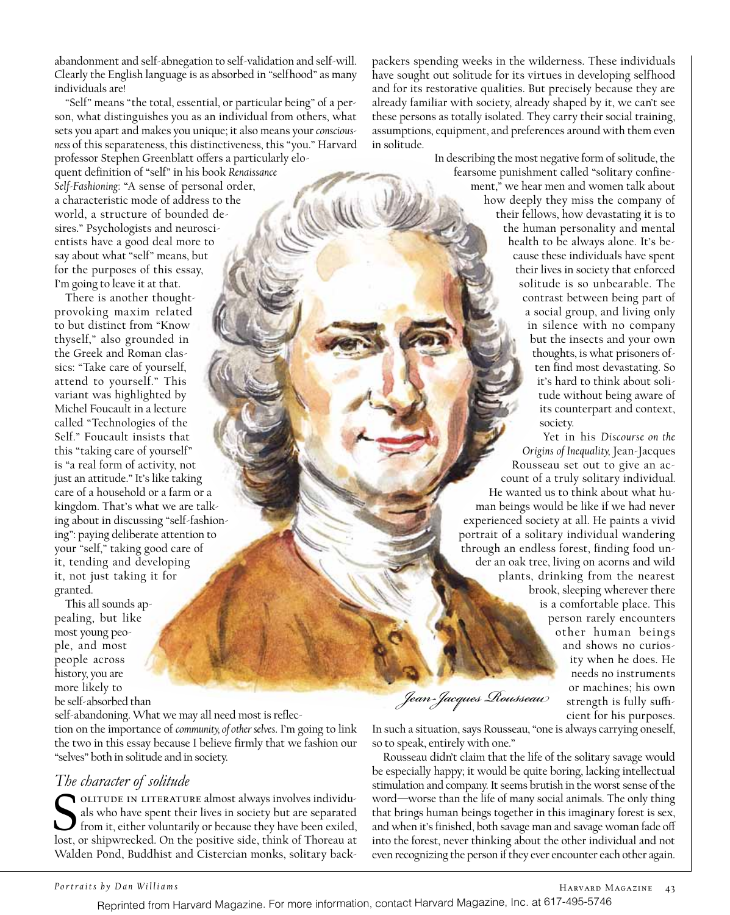abandonment and self-abnegation to self-validation and self-will. Clearly the English language is as absorbed in "selfhood" as many individuals are!

"Self" means "the total, essential, or particular being" of a person, what distinguishes you as an individual from others, what sets you apart and makes you unique; it also means your *consciousness* of this separateness, this distinctiveness, this "you." Harvard professor Stephen Greenblatt offers a particularly eloquent definition of "self" in his book *Renaissance Self-Fashioning*: "A sense of personal order, a characteristic mode of address to the world, a structure of bounded desires." Psychologists and neuroscientists have a good deal more to say about what "self" means, but for the purposes of this essay, I'm going to leave it at that.

There is another thought-provoking maxim related to but distinct from "Know thyself," also grounded in the Greek and Roman classics: "Take care of yourself, attend to yourself." This variant was highlighted by Michel Foucault in a lecture called "Technologies of the Self." Foucault insists that this "taking care of yourself" is "a real form of activity, not just an attitude." It's like taking care of a household or a farm or a kingdom. That's what we are talking about in discussing "self-fashioning": paying deliberate attention to your "self," taking good care of it, tending and developing it, not just taking it for granted.

This all sounds appealing, but like most young people, and most people across history, you are more likely to be self-absorbed than self-abandoning. What we may all need most is reflection on the importance of *community, of other selves*. I'm going to link the two in this essay because I believe firmly that we fashion our "selves" both in solitude and in society.

## *The character of solitude*

Solitude in literature almost always involves individuals who have spent their lives in society but are separated from it, either voluntarily or because they have been exiled, lost, or shipwrecked. On the positive side, think of Thoreau at Walden Pond, Buddhist and Cistercian monks, solitary backpackers spending weeks in the wilderness. These individuals have sought out solitude for its virtues in developing selfhood and for its restorative qualities. But precisely because they are already familiar with society, already shaped by it, we can't see these persons as totally isolated. They carry their social training, assumptions, equipment, and preferences around with them even in solitude.

In describing the most negative form of solitude, the fearsome punishment called "solitary confinement," we hear men and women talk about how deeply they miss the company of their fellows, how devastating it is to the human personality and mental health to be always alone. It's because these individuals have spent their lives in society that enforced solitude is so unbearable. The contrast between being part of a social group, and living only in silence with no company but the insects and your own thoughts, is what prisoners often find most devastating. So it's hard to think about solitude without being aware of its counterpart and context, society.

Yet in his *Discourse on the Origins of Inequality*, Jean-Jacques Rousseau set out to give an account of a truly solitary individual. He wanted us to think about what human beings would be like if we had never experienced society at all. He paints a vivid portrait of a solitary individual wandering through an endless forest, finding food under an oak tree, living on acorns and wild plants, drinking from the nearest brook, sleeping wherever there is a comfortable place. This person rarely encounters other human beings and shows no curiosity when he does. He needs no instruments or machines; his own strength is fully sufficient for his purposes. In such a situation, says Rousseau, "one is always carrying oneself, so to speak, entirely with one."

*Jean-Jacques Rousseau*

Rousseau didn't claim that the life of the solitary savage would be especially happy; it would be quite boring, lacking intellectual stimulation and company. It seems brutish in the worst sense of the word—worse than the life of many social animals. The only thing that brings human beings together in this imaginary forest is sex, and when it's finished, both savage man and savage woman fade off into the forest, never thinking about the other individual and not even recognizing the person if they ever encounter each other again.

*Portraits by Dan Williams*

Reprinted from Harvard Magazine. For more information, contact Harvard Magazine, Inc. at 617-495-5746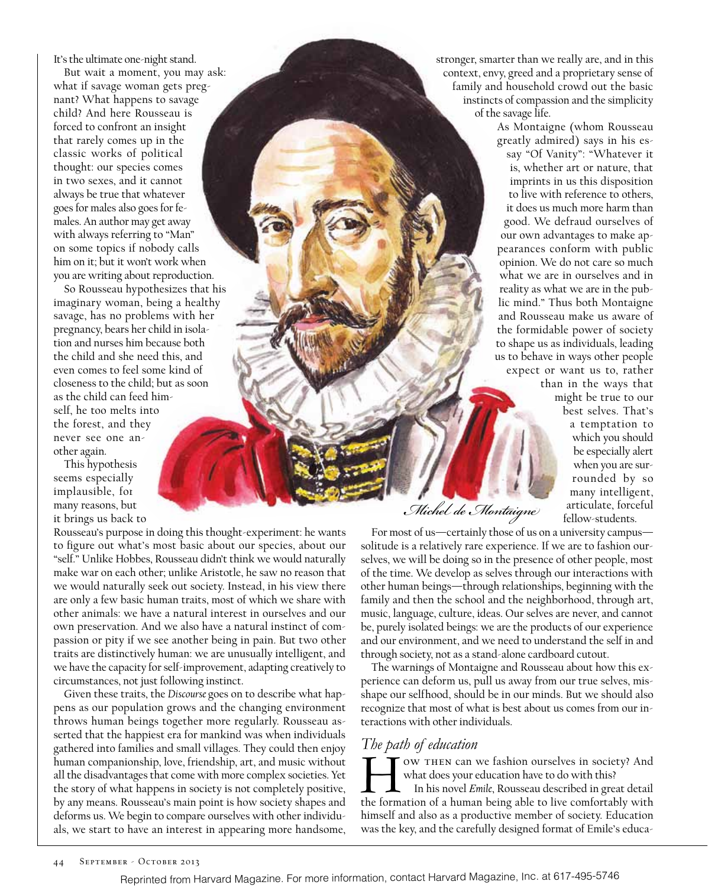It's the ultimate one-night stand.

But wait a moment, you may ask: what if savage woman gets pregnant? What happens to savage child? And here Rousseau is forced to confront an insight that rarely comes up in the classic works of political thought: our species comes in two sexes, and it cannot always be true that whatever goes for males also goes for females. An author may get away with always referring to "Man" on some topics if nobody calls him on it; but it won't work when you are writing about reproduction.

So Rousseau hypothesizes that his imaginary woman, being a healthy savage, has no problems with her pregnancy, bears her child in isolation and nurses him because both the child and she need this, and even comes to feel some kind of closeness to the child; but as soon as the child can feed himself, he too melts into the forest, and they never see one another again.

This hypothesis seems especially implausible, for many reasons, but it brings us back to Rousseau's purpose in doing this thought-experiment: he wants to figure out what's most basic about our species, about our "self." Unlike Hobbes, Rousseau didn't think we would naturally make war on each other; unlike Aristotle, he saw no reason that we would naturally seek out society. Instead, in his view there are only a few basic human traits, most of which we share with other animals: we have a natural interest in ourselves and our own preservation. And we also have a natural instinct of compassion or pity if we see another being in pain. But two other traits are distinctively human: we are unusually intelligent, and we have the capacity for self-improvement, adapting creatively to circumstances, not just following instinct.

Given these traits, the *Discourse* goes on to describe what happens as our population grows and the changing environment throws human beings together more regularly. Rousseau asserted that the happiest era for mankind was when individuals gathered into families and small villages. They could then enjoy human companionship, love, friendship, art, and music without all the disadvantages that come with more complex societies. Yet the story of what happens in society is not completely positive, by any means. Rousseau's main point is how society shapes and deforms us. We begin to compare ourselves with other individuals, we start to have an interest in appearing more handsome, stronger, smarter than we really are, and in this context, envy, greed and a proprietary sense of family and household crowd out the basic instincts of compassion and the simplicity of the savage life.

As Montaigne (whom Rousseau greatly admired) says in his essay "Of Vanity": "Whatever it is, whether art or nature, that imprints in us this disposition to live with reference to others, it does us much more harm than good. We defraud ourselves of our own advantages to make appearances conform with public opinion. We do not care so much what we are in ourselves and in reality as what we are in the public mind." Thus both Montaigne and Rousseau make us aware of the formidable power of society to shape us as individuals, leading us to behave in ways other people expect or want us to, rather than in the ways that might be true to our best selves. That's a temptation to which you should be especially alert when you are surrounded by so many intelligent, articulate, forceful fellow-students.

*Michel de Montaigne*

For most of us—certainly those of us on a university campus—solitude is a relatively rare experience. If we are to fashion ourselves, we will be doing so in the presence of other people, most of the time. We develop as selves through our interactions with other human beings—through relationships, beginning with the family and then the school and the neighborhood, through art, music, language, culture, ideas. Our selves are never, and cannot be, purely isolated beings: we are the products of our experience and our environment, and we need to understand the self in and through society, not as a stand-alone cardboard cutout.

The warnings of Montaigne and Rousseau about how this experience can deform us, pull us away from our true selves, misshape our selfhood, should be in our minds. But we should also recognize that most of what is best about us comes from our interactions with other individuals.

## *The path of education*

How then can we fashion ourselves in society? And what does your education have to do with this?

In his novel *Emile*, Rousseau described in great detail the formation of a human being able to live comfortably with himself and also as a productive member of society. Education was the key, and the carefully designed format of Emile's educa-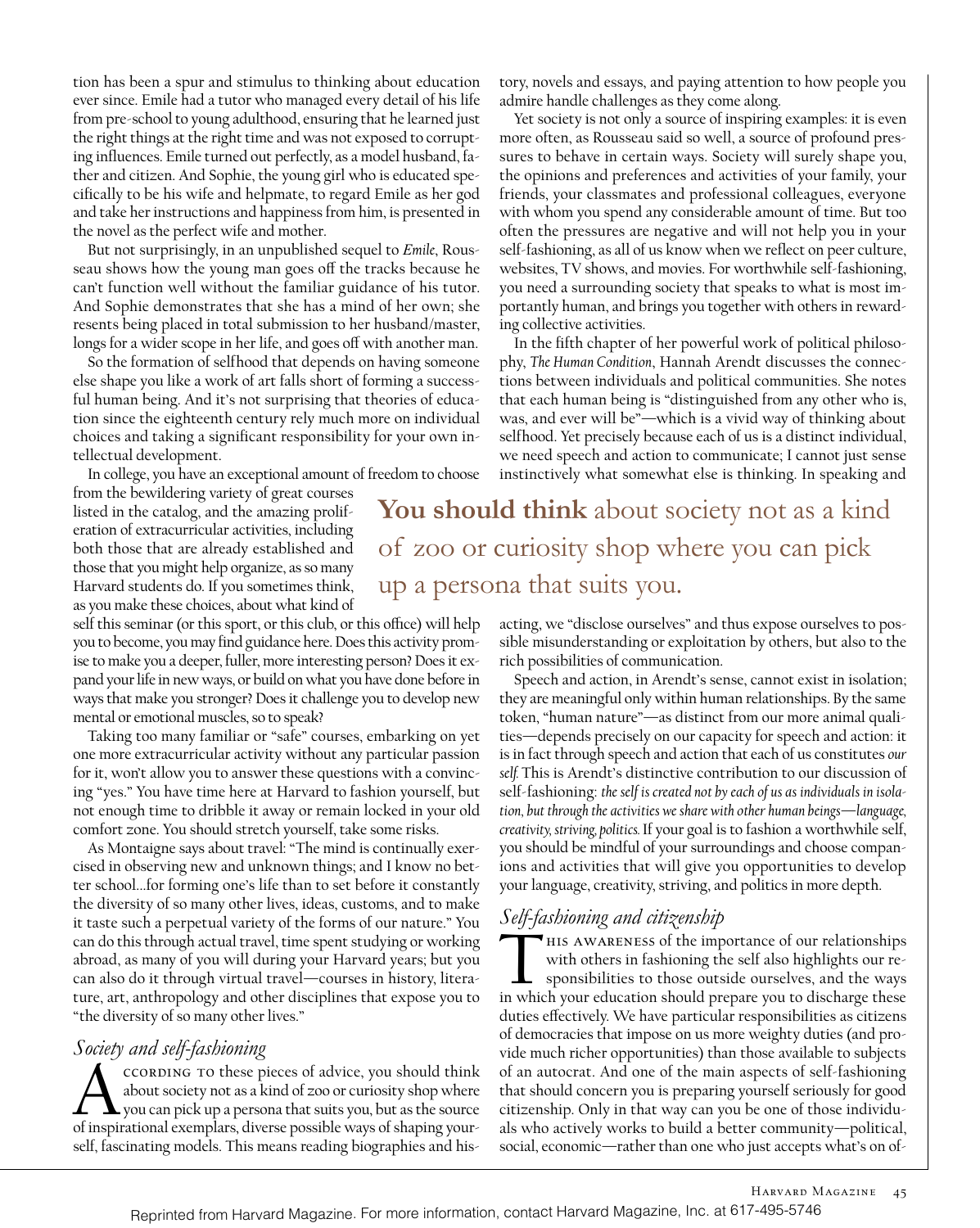tion has been a spur and stimulus to thinking about education ever since. Emile had a tutor who managed every detail of his life from pre-school to young adulthood, ensuring that he learned just the right things at the right time and was not exposed to corrupting influences. Emile turned out perfectly, as a model husband, father and citizen. And Sophie, the young girl who is educated specifically to be his wife and helpmate, to regard Emile as her god and take her instructions and happiness from him, is presented in the novel as the perfect wife and mother.

But not surprisingly, in an unpublished sequel to *Emile*, Rousseau shows how the young man goes off the tracks because he can't function well without the familiar guidance of his tutor. And Sophie demonstrates that she has a mind of her own; she resents being placed in total submission to her husband/master, longs for a wider scope in her life, and goes off with another man.

So the formation of selfhood that depends on having someone else shape you like a work of art falls short of forming a successful human being. And it's not surprising that theories of education since the eighteenth century rely much more on individual choices and taking a significant responsibility for your own intellectual development.

In college, you have an exceptional amount of freedom to choose from the bewildering variety of great courses listed in the catalog, and the amazing proliferation of extracurricular activities, including both those that are already established and those that you might help organize, as so many Harvard students do. If you sometimes think, as you make these choices, about what kind of self this seminar (or this sport, or this club, or this office) will help you to become, you may find guidance here. Does this activity promise to make you a deeper, fuller, more interesting person? Does it expand your life in new ways, or build on what you have done before in ways that make you stronger? Does it challenge you to develop new mental or emotional muscles, so to speak?

Taking too many familiar or "safe" courses, embarking on yet one more extracurricular activity without any particular passion for it, won't allow you to answer these questions with a convincing "yes." You have time here at Harvard to fashion yourself, but not enough time to dribble it away or remain locked in your old comfort zone. You should stretch yourself, take some risks.

As Montaigne says about travel: "The mind is continually exercised in observing new and unknown things; and I know no better school…for forming one's life than to set before it constantly the diversity of so many other lives, ideas, customs, and to make it taste such a perpetual variety of the forms of our nature." You can do this through actual travel, time spent studying or working abroad, as many of you will during your Harvard years; but you can also do it through virtual travel—courses in history, literature, art, anthropology and other disciplines that expose you to "the diversity of so many other lives."

## *Society and self-fashioning*

According to these pieces of advice, you should think about society not as a kind of zoo or curiosity shop where you can pick up a persona that suits you, but as the source of inspirational exemplars, diverse possible ways of shaping yourself, fascinating models. This means reading biographies and history, novels and essays, and paying attention to how people you admire handle challenges as they come along.

Yet society is not only a source of inspiring examples: it is even more often, as Rousseau said so well, a source of profound pressures to behave in certain ways. Society will surely shape you, the opinions and preferences and activities of your family, your friends, your classmates and professional colleagues, everyone with whom you spend any considerable amount of time. But too often the pressures are negative and will not help you in your self-fashioning, as all of us know when we reflect on peer culture, websites, TV shows, and movies. For worthwhile self-fashioning, you need a surrounding society that speaks to what is most importantly human, and brings you together with others in rewarding collective activities.

In the fifth chapter of her powerful work of political philosophy, *The Human Condition*, Hannah Arendt discusses the connections between individuals and political communities. She notes that each human being is "distinguished from any other who is, was, and ever will be"—which is a vivid way of thinking about selfhood. Yet precisely because each of us is a distinct individual, we need speech and action to communicate; I cannot just sense instinctively what somewhat else is thinking. In speaking and acting, we "disclose ourselves" and thus expose ourselves to possible misunderstanding or exploitation by others, but also to the rich possibilities of communication.

> **You should think** about society not as a kind of zoo or curiosity shop where you can pick up a persona that suits you.

Speech and action, in Arendt's sense, cannot exist in isolation; they are meaningful only within human relationships. By the same token, "human nature"—as distinct from our more animal qualities—depends precisely on our capacity for speech and action: it is in fact through speech and action that each of us constitutes *our self.* This is Arendt's distinctive contribution to our discussion of self-fashioning: *the self is created not by each of us as individuals in isolation, but through the activities we share with other human beings—language, creativity, striving, politics.* If your goal is to fashion a worthwhile self, you should be mindful of your surroundings and choose companions and activities that will give you opportunities to develop your language, creativity, striving, and politics in more depth.

## *Self-fashioning and citizenship*

This awareness of the importance of our relationships with others in fashioning the self also highlights our responsibilities to those outside ourselves, and the ways in which your education should prepare you to discharge these duties effectively. We have particular responsibilities as citizens of democracies that impose on us more weighty duties (and provide much richer opportunities) than those available to subjects of an autocrat. And one of the main aspects of self-fashioning that should concern you is preparing yourself seriously for good citizenship. Only in that way can you be one of those individuals who actively works to build a better community—political, social, economic—rather than one who just accepts what's on of-

Reprinted from Harvard Magazine. For more information, contact Harvard Magazine, Inc. at 617-495-5746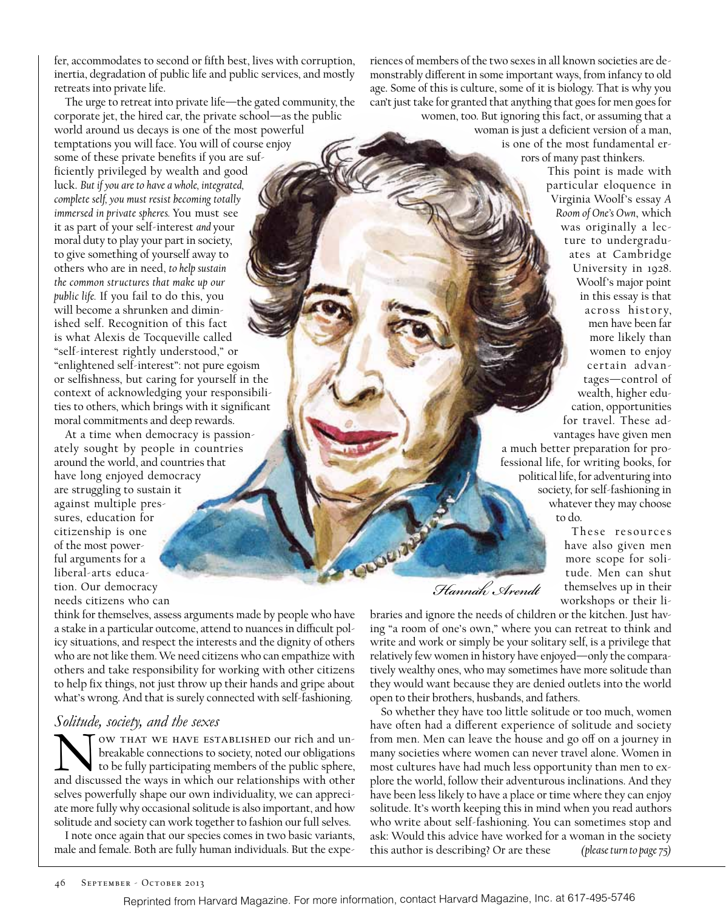fer, accommodates to second or fifth best, lives with corruption, inertia, degradation of public life and public services, and mostly retreats into private life.

The urge to retreat into private life—the gated community, the corporate jet, the hired car, the private school—as the public world around us decays is one of the most powerful temptations you will face. You will of course enjoy some of these private benefits if you are sufficiently privileged by wealth and good luck. *But if you are to have a whole, integrated, complete self, you must resist becoming totally immersed in private spheres.* You must see it as part of your self-interest *and* your moral duty to play your part in society, to give something of yourself away to others who are in need, *to help sustain the common structures that make up our public life.* If you fail to do this, you will become a shrunken and diminished self. Recognition of this fact is what Alexis de Tocqueville called "self-interest rightly understood," or "enlightened self-interest": not pure egoism or selfishness, but caring for yourself in the context of acknowledging your responsibilities to others, which brings with it significant moral commitments and deep rewards.

At a time when democracy is passionately sought by people in countries around the world, and countries that have long enjoyed democracy are struggling to sustain it against multiple pressures, education for citizenship is one of the most powerful arguments for a liberal-arts education. Our democracy needs citizens who can think for themselves, assess arguments made by people who have a stake in a particular outcome, attend to nuances in difficult policy situations, and respect the interests and the dignity of others who are not like them. We need citizens who can empathize with others and take responsibility for working with other citizens to help fix things, not just throw up their hands and gripe about what's wrong. And that is surely connected with self-fashioning.

*Hannah Arendt*

## *Solitude, society, and the sexes*

Now that we have established our rich and unbreakable connections to society, noted our obligations to be fully participating members of the public sphere, and discussed the ways in which our relationships with other selves powerfully shape our own individuality, we can appreciate more fully why occasional solitude is also important, and how solitude and society can work together to fashion our full selves.

I note once again that our species comes in two basic variants, male and female. Both are fully human individuals. But the experiences of members of the two sexes in all known societies are demonstrably different in some important ways, from infancy to old age. Some of this is culture, some of it is biology. That is why you can't just take for granted that anything that goes for men goes for women, too. But ignoring this fact, or assuming that a woman is just a deficient version of a man, is one of the most fundamental errors of many past thinkers.

This point is made with particular eloquence in Virginia Woolf's essay *A Room of One's Own*, which was originally a lecture to undergraduates at Cambridge University in 1928. Woolf's major point in this essay is that across history, men have been far more likely than women to enjoy certain advantages—control of wealth, higher education, opportunities for travel. These advantages have given men a much better preparation for professional life, for writing books, for political life, for adventuring into society, for self-fashioning in whatever they may choose to do.

These resources have also given men more scope for solitude. Men can shut themselves up in their workshops or their libraries and ignore the needs of children or the kitchen. Just having "a room of one's own," where you can retreat to think and write and work or simply be your solitary self, is a privilege that relatively few women in history have enjoyed—only the comparatively wealthy ones, who may sometimes have more solitude than they would want because they are denied outlets into the world open to their brothers, husbands, and fathers.

So whether they have too little solitude or too much, women have often had a different experience of solitude and society from men. Men can leave the house and go off on a journey in many societies where women can never travel alone. Women in most cultures have had much less opportunity than men to explore the world, follow their adventurous inclinations. And they have been less likely to have a place or time where they can enjoy solitude. It's worth keeping this in mind when you read authors who write about self-fashioning. You can sometimes stop and ask: Would this advice have worked for a woman in the society this author is describing? Or are these *(please turn to page 75)*

Reprinted from Harvard Magazine. For more information, contact Harvard Magazine, Inc. at 617-495-5746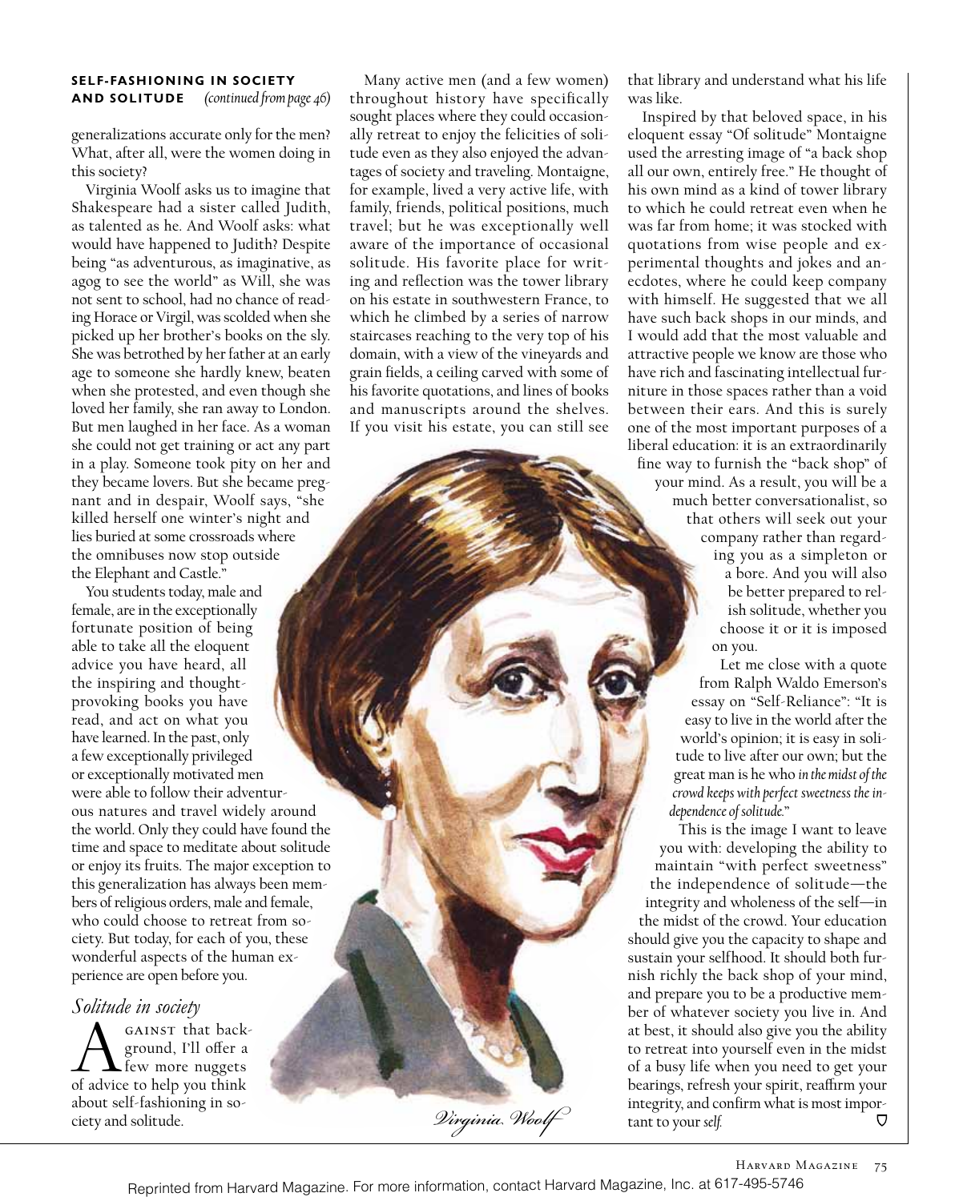**SELF-FASHIONING IN SOCIETY AND SOLITUDE** *(continued from page 46)*

generalizations accurate only for the men? What, after all, were the women doing in this society?

Virginia Woolf asks us to imagine that Shakespeare had a sister called Judith, as talented as he. And Woolf asks: what would have happened to Judith? Despite being "as adventurous, as imaginative, as agog to see the world" as Will, she was not sent to school, had no chance of reading Horace or Virgil, was scolded when she picked up her brother's books on the sly. She was betrothed by her father at an early age to someone she hardly knew, beaten when she protested, and even though she loved her family, she ran away to London. But men laughed in her face. As a woman she could not get training or act any part in a play. Someone took pity on her and they became lovers. But she became pregnant and in despair, Woolf says, "she killed herself one winter's night and lies buried at some crossroads where the omnibuses now stop outside the Elephant and Castle."

You students today, male and female, are in the exceptionally fortunate position of being able to take all the eloquent advice you have heard, all the inspiring and thought-provoking books you have read, and act on what you have learned. In the past, only a few exceptionally privileged or exceptionally motivated men were able to follow their adventurous natures and travel widely around the world. Only they could have found the time and space to meditate about solitude or enjoy its fruits. The major exception to this generalization has always been members of religious orders, male and female, who could choose to retreat from society. But today, for each of you, these wonderful aspects of the human experience are open before you.

## *Solitude in society*

Against that background, I'll offer a few more nuggets of advice to help you think about self-fashioning in society and solitude.

Many active men (and a few women) throughout history have specifically sought places where they could occasionally retreat to enjoy the felicities of solitude even as they also enjoyed the advantages of society and traveling. Montaigne, for example, lived a very active life, with family, friends, political positions, much travel; but he was exceptionally well aware of the importance of occasional solitude. His favorite place for writing and reflection was the tower library on his estate in southwestern France, to which he climbed by a series of narrow staircases reaching to the very top of his domain, with a view of the vineyards and grain fields, a ceiling carved with some of his favorite quotations, and lines of books and manuscripts around the shelves. If you visit his estate, you can still see that library and understand what his life was like.

Inspired by that beloved space, in his eloquent essay "Of solitude" Montaigne used the arresting image of "a back shop all our own, entirely free." He thought of his own mind as a kind of tower library to which he could retreat even when he was far from home; it was stocked with quotations from wise people and experimental thoughts and jokes and anecdotes, where he could keep company with himself. He suggested that we all have such back shops in our minds, and I would add that the most valuable and attractive people we know are those who have rich and fascinating intellectual furniture in those spaces rather than a void between their ears. And this is surely one of the most important purposes of a liberal education: it is an extraordinarily fine way to furnish the "back shop" of your mind. As a result, you will be a much better conversationalist, so that others will seek out your company rather than regarding you as a simpleton or a bore. And you will also be better prepared to relish solitude, whether you choose it or it is imposed on you.

Let me close with a quote from Ralph Waldo Emerson's essay on "Self-Reliance": "It is easy to live in the world after the world's opinion; it is easy in solitude to live after our own; but the great man is he who *in the midst of the crowd keeps with perfect sweetness the independence of solitude.*"

This is the image I want to leave you with: developing the ability to maintain "with perfect sweetness" the independence of solitude—the integrity and wholeness of the self—in the midst of the crowd. Your education should give you the capacity to shape and sustain your selfhood. It should both furnish richly the back shop of your mind, and prepare you to be a productive member of whatever society you live in. And at best, it should also give you the ability to retreat into yourself even in the midst of a busy life when you need to get your bearings, refresh your spirit, reaffirm your integrity, and confirm what is most important to your *self.* ▽

*Virginia Woolf*

Reprinted from Harvard Magazine. For more information, contact Harvard Magazine, Inc. at 617-495-5746